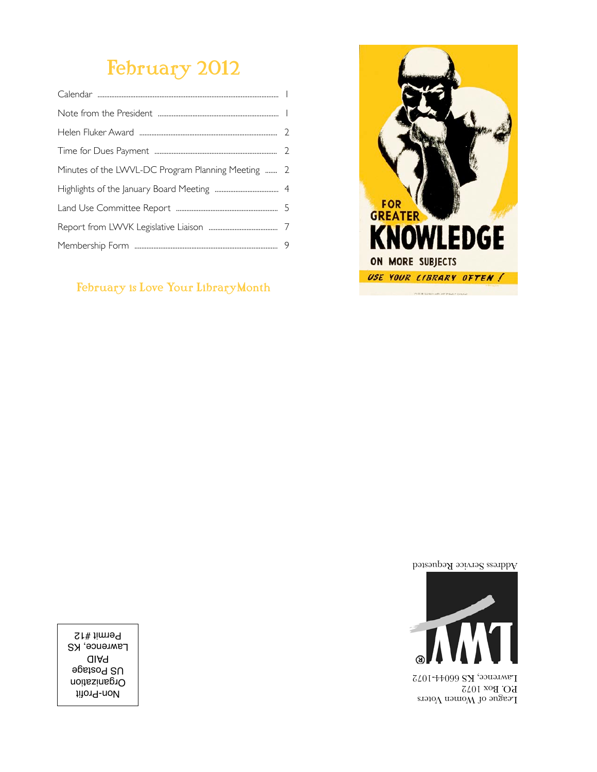# February 2012

| | |
|---|---|
| Calendar | 1 |
| Note from the President | 1 |
| Helen Fluker Award | 2 |
| Time for Dues Payment | 2 |
| Minutes of the LWVL-DC Program Planning Meeting | 2 |
| Highlights of the January Board Meeting | 4 |
| Land Use Committee Report | 5 |
| Report from LWVK Legislative Liaison | 7 |
| Membership Form | 9 |

## February is Love Your Library Month

FOR GREATER KNOWLEDGE ON MORE SUBJECTS

USE YOUR LIBRARY OFTEN!

Address Service Requested

League of Women Voters
P.O. Box 1072
Lawrence, KS 66044-1072

Non-Profit
Organization
US Postage
PAID
Lawrence, KS
Permit #12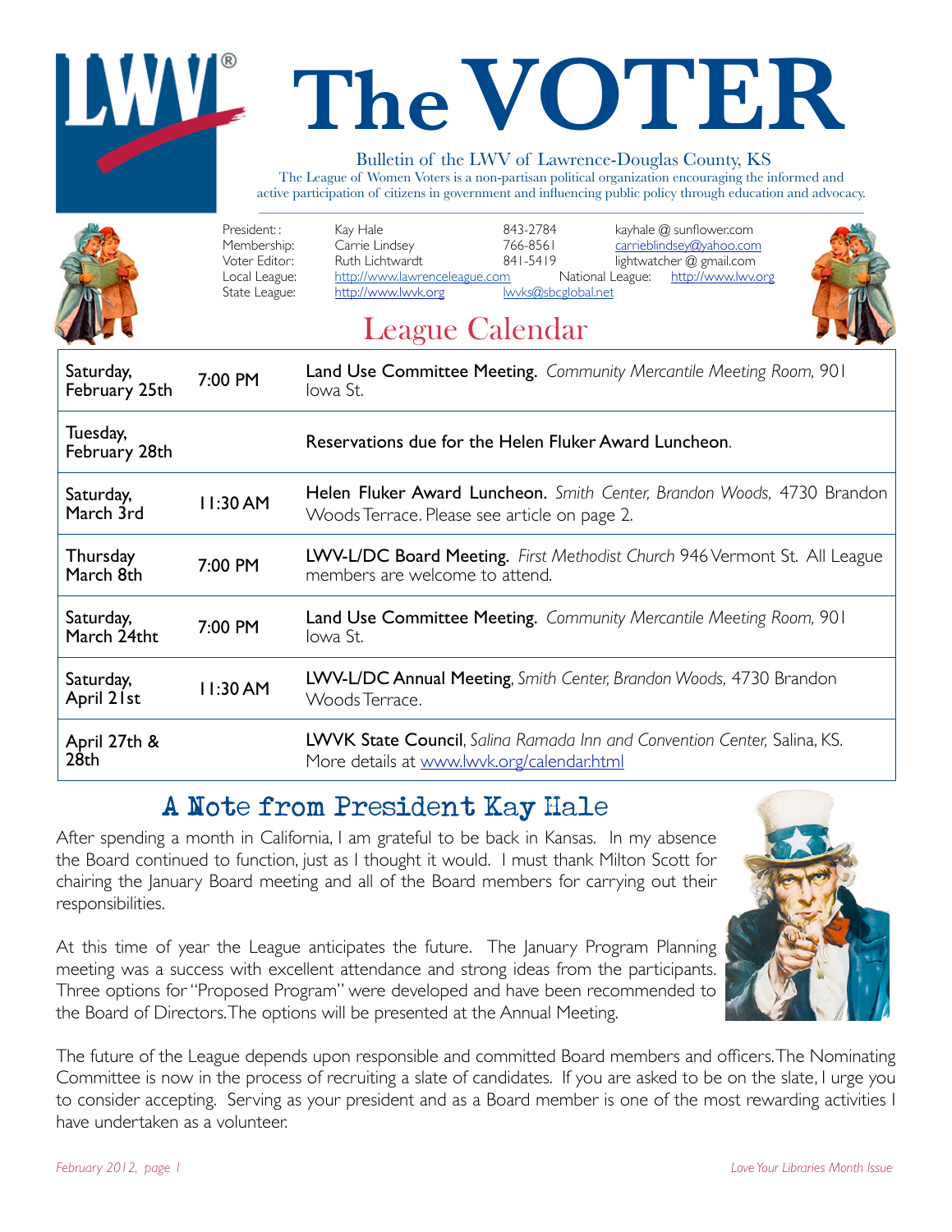# The VOTER

Bulletin of the LWV of Lawrence-Douglas County, KS

The League of Women Voters is a non-partisan political organization encouraging the informed and active participation of citizens in government and influencing public policy through education and advocacy.

| | | | |
|---|---|---|---|
| President: : | Kay Hale | 843-2784 | kayhale @ sunflower.com |
| Membership: | Carrie Lindsey | 766-8561 | carrieblindsey@yahoo.com |
| Voter Editor: | Ruth Lichtwardt | 841-5419 | lightwatcher @ gmail.com |
| Local League: | http://www.lawrenceleague.com | National League: | http://www.lwv.org |
| State League: | http://www.lwvk.org | lwvks@sbcglobal.net | |

## League Calendar

| | | |
|---|---|---|
| Saturday, February 25th | 7:00 PM | **Land Use Committee Meeting.** *Community Mercantile Meeting Room,* 901 Iowa St. |
| Tuesday, February 28th | | **Reservations due for the Helen Fluker Award Luncheon.** |
| Saturday, March 3rd | 11:30 AM | **Helen Fluker Award Luncheon.** *Smith Center, Brandon Woods,* 4730 Brandon Woods Terrace. Please see article on page 2. |
| Thursday March 8th | 7:00 PM | **LWV-L/DC Board Meeting.** *First Methodist Church* 946 Vermont St. All League members are welcome to attend. |
| Saturday, March 24tht | 7:00 PM | **Land Use Committee Meeting.** *Community Mercantile Meeting Room,* 901 Iowa St. |
| Saturday, April 21st | 11:30 AM | **LWV-L/DC Annual Meeting**, *Smith Center, Brandon Woods,* 4730 Brandon Woods Terrace. |
| April 27th & 28th | | **LWVK State Council**, *Salina Ramada Inn and Convention Center,* Salina, KS. More details at www.lwvk.org/calendar.html |

## A Note from President Kay Hale

After spending a month in California, I am grateful to be back in Kansas. In my absence the Board continued to function, just as I thought it would. I must thank Milton Scott for chairing the January Board meeting and all of the Board members for carrying out their responsibilities.

At this time of year the League anticipates the future. The January Program Planning meeting was a success with excellent attendance and strong ideas from the participants. Three options for "Proposed Program" were developed and have been recommended to the Board of Directors. The options will be presented at the Annual Meeting.

The future of the League depends upon responsible and committed Board members and officers. The Nominating Committee is now in the process of recruiting a slate of candidates. If you are asked to be on the slate, I urge you to consider accepting. Serving as your president and as a Board member is one of the most rewarding activities I have undertaken as a volunteer.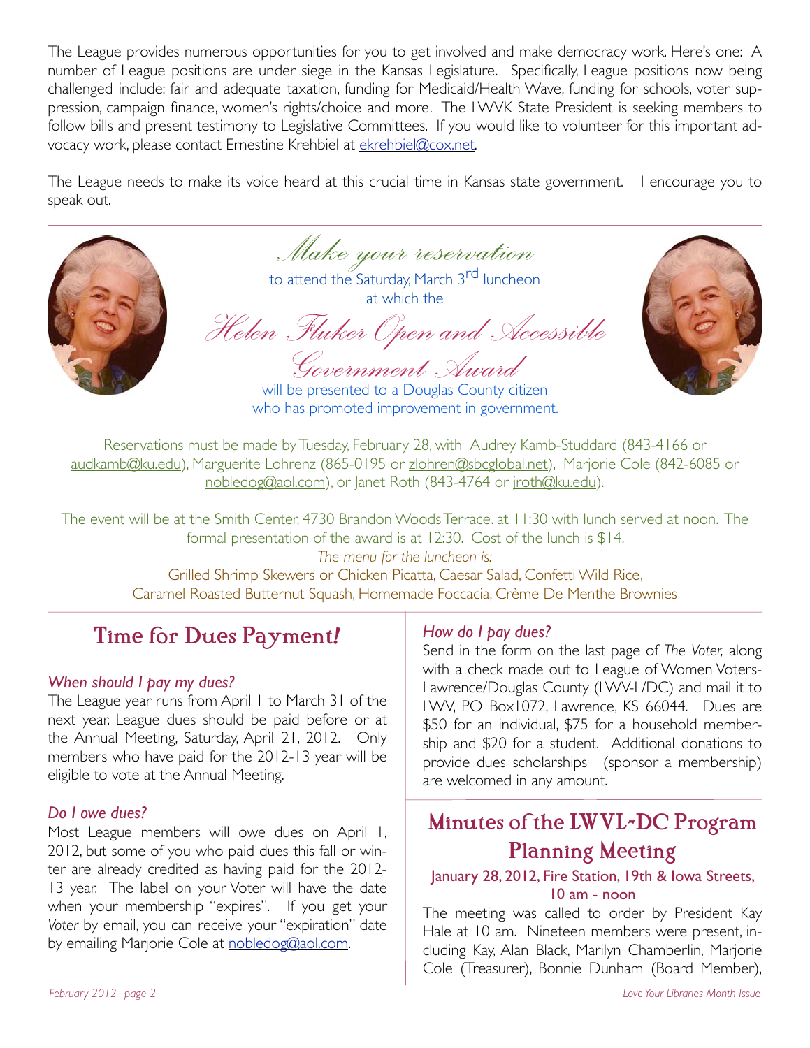The League provides numerous opportunities for you to get involved and make democracy work. Here's one: A number of League positions are under siege in the Kansas Legislature. Specifically, League positions now being challenged include: fair and adequate taxation, funding for Medicaid/Health Wave, funding for schools, voter suppression, campaign finance, women's rights/choice and more. The LWVK State President is seeking members to follow bills and present testimony to Legislative Committees. If you would like to volunteer for this important advocacy work, please contact Ernestine Krehbiel at ekrehbiel@cox.net.

The League needs to make its voice heard at this crucial time in Kansas state government. I encourage you to speak out.

---

*Make your reservation*

to attend the Saturday, March 3rd luncheon at which the

*Helen Fluker Open and Accessible Government Award*

will be presented to a Douglas County citizen who has promoted improvement in government.

Reservations must be made by Tuesday, February 28, with Audrey Kamb-Studdard (843-4166 or audkamb@ku.edu), Marguerite Lohrenz (865-0195 or zlohren@sbcglobal.net), Marjorie Cole (842-6085 or nobledog@aol.com), or Janet Roth (843-4764 or jroth@ku.edu).

The event will be at the Smith Center, 4730 Brandon Woods Terrace. at 11:30 with lunch served at noon. The formal presentation of the award is at 12:30. Cost of the lunch is $14.

*The menu for the luncheon is:*

Grilled Shrimp Skewers or Chicken Picatta, Caesar Salad, Confetti Wild Rice, Caramel Roasted Butternut Squash, Homemade Foccacia, Crème De Menthe Brownies

---

## Time for Dues Payment!

*When should I pay my dues?*

The League year runs from April 1 to March 31 of the next year. League dues should be paid before or at the Annual Meeting, Saturday, April 21, 2012. Only members who have paid for the 2012-13 year will be eligible to vote at the Annual Meeting.

*Do I owe dues?*

Most League members will owe dues on April 1, 2012, but some of you who paid dues this fall or winter are already credited as having paid for the 2012-13 year. The label on your Voter will have the date when your membership "expires". If you get your *Voter* by email, you can receive your "expiration" date by emailing Marjorie Cole at nobledog@aol.com.

*How do I pay dues?*

Send in the form on the last page of *The Voter,* along with a check made out to League of Women Voters-Lawrence/Douglas County (LWV-L/DC) and mail it to LWV, PO Box1072, Lawrence, KS 66044. Dues are $50 for an individual, $75 for a household membership and $20 for a student. Additional donations to provide dues scholarships (sponsor a membership) are welcomed in any amount.

## Minutes of the LWVL-DC Program Planning Meeting

**January 28, 2012, Fire Station, 19th & Iowa Streets, 10 am - noon**

The meeting was called to order by President Kay Hale at 10 am. Nineteen members were present, including Kay, Alan Black, Marilyn Chamberlin, Marjorie Cole (Treasurer), Bonnie Dunham (Board Member),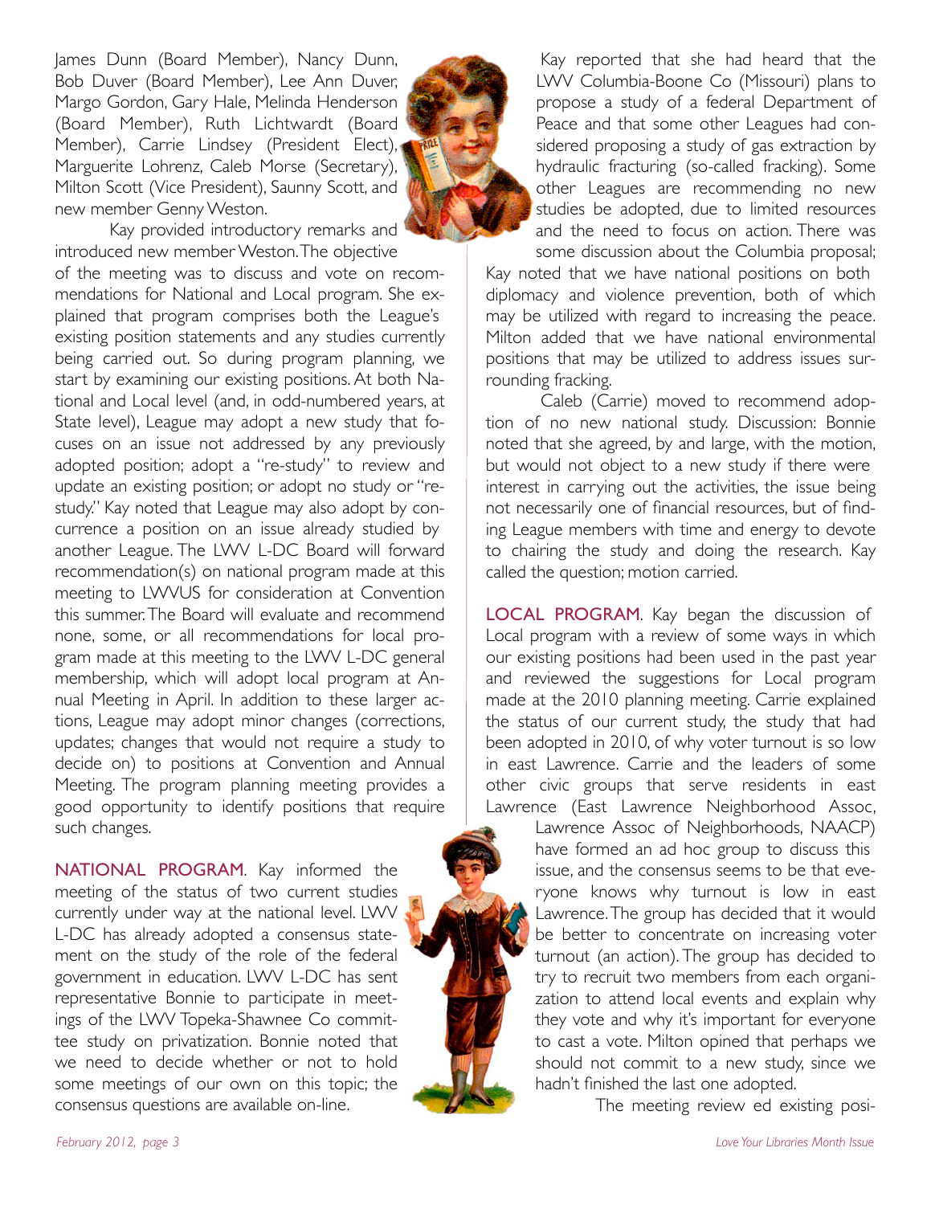James Dunn (Board Member), Nancy Dunn, Bob Duver (Board Member), Lee Ann Duver, Margo Gordon, Gary Hale, Melinda Henderson (Board Member), Ruth Lichtwardt (Board Member), Carrie Lindsey (President Elect), Marguerite Lohrenz, Caleb Morse (Secretary), Milton Scott (Vice President), Saunny Scott, and new member Genny Weston.

Kay provided introductory remarks and introduced new member Weston. The objective of the meeting was to discuss and vote on recommendations for National and Local program. She explained that program comprises both the League's existing position statements and any studies currently being carried out. So during program planning, we start by examining our existing positions. At both National and Local level (and, in odd-numbered years, at State level), League may adopt a new study that focuses on an issue not addressed by any previously adopted position; adopt a "re-study" to review and update an existing position; or adopt no study or "re-study." Kay noted that League may also adopt by concurrence a position on an issue already studied by another League. The LWV L-DC Board will forward recommendation(s) on national program made at this meeting to LWVUS for consideration at Convention this summer. The Board will evaluate and recommend none, some, or all recommendations for local program made at this meeting to the LWV L-DC general membership, which will adopt local program at Annual Meeting in April. In addition to these larger actions, League may adopt minor changes (corrections, updates; changes that would not require a study to decide on) to positions at Convention and Annual Meeting. The program planning meeting provides a good opportunity to identify positions that require such changes.

**NATIONAL PROGRAM**. Kay informed the meeting of the status of two current studies currently under way at the national level. LWV L-DC has already adopted a consensus statement on the study of the role of the federal government in education. LWV L-DC has sent representative Bonnie to participate in meetings of the LWV Topeka-Shawnee Co committee study on privatization. Bonnie noted that we need to decide whether or not to hold some meetings of our own on this topic; the consensus questions are available on-line.

Kay reported that she had heard that the LWV Columbia-Boone Co (Missouri) plans to propose a study of a federal Department of Peace and that some other Leagues had considered proposing a study of gas extraction by hydraulic fracturing (so-called fracking). Some other Leagues are recommending no new studies be adopted, due to limited resources and the need to focus on action. There was some discussion about the Columbia proposal; Kay noted that we have national positions on both diplomacy and violence prevention, both of which may be utilized with regard to increasing the peace. Milton added that we have national environmental positions that may be utilized to address issues surrounding fracking.

Caleb (Carrie) moved to recommend adoption of no new national study. Discussion: Bonnie noted that she agreed, by and large, with the motion, but would not object to a new study if there were interest in carrying out the activities, the issue being not necessarily one of financial resources, but of finding League members with time and energy to devote to chairing the study and doing the research. Kay called the question; motion carried.

**LOCAL PROGRAM**. Kay began the discussion of Local program with a review of some ways in which our existing positions had been used in the past year and reviewed the suggestions for Local program made at the 2010 planning meeting. Carrie explained the status of our current study, the study that had been adopted in 2010, of why voter turnout is so low in east Lawrence. Carrie and the leaders of some other civic groups that serve residents in east Lawrence (East Lawrence Neighborhood Assoc, Lawrence Assoc of Neighborhoods, NAACP) have formed an ad hoc group to discuss this issue, and the consensus seems to be that everyone knows why turnout is low in east Lawrence. The group has decided that it would be better to concentrate on increasing voter turnout (an action). The group has decided to try to recruit two members from each organization to attend local events and explain why they vote and why it's important for everyone to cast a vote. Milton opined that perhaps we should not commit to a new study, since we hadn't finished the last one adopted.

The meeting review ed existing posi-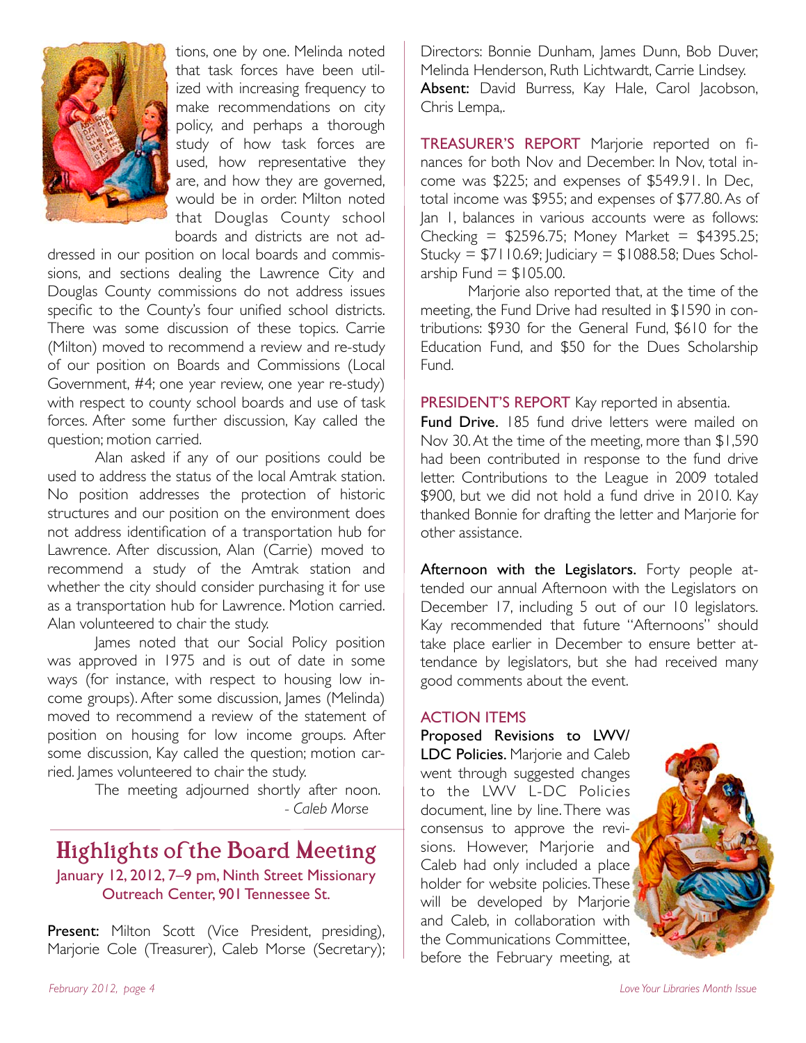tions, one by one. Melinda noted that task forces have been utilized with increasing frequency to make recommendations on city policy, and perhaps a thorough study of how task forces are used, how representative they are, and how they are governed, would be in order. Milton noted that Douglas County school boards and districts are not addressed in our position on local boards and commissions, and sections dealing the Lawrence City and Douglas County commissions do not address issues specific to the County's four unified school districts. There was some discussion of these topics. Carrie (Milton) moved to recommend a review and re-study of our position on Boards and Commissions (Local Government, #4; one year review, one year re-study) with respect to county school boards and use of task forces. After some further discussion, Kay called the question; motion carried.

Alan asked if any of our positions could be used to address the status of the local Amtrak station. No position addresses the protection of historic structures and our position on the environment does not address identification of a transportation hub for Lawrence. After discussion, Alan (Carrie) moved to recommend a study of the Amtrak station and whether the city should consider purchasing it for use as a transportation hub for Lawrence. Motion carried. Alan volunteered to chair the study.

James noted that our Social Policy position was approved in 1975 and is out of date in some ways (for instance, with respect to housing low income groups). After some discussion, James (Melinda) moved to recommend a review of the statement of position on housing for low income groups. After some discussion, Kay called the question; motion carried. James volunteered to chair the study.

The meeting adjourned shortly after noon.

*- Caleb Morse*

## Highlights of the Board Meeting

### January 12, 2012, 7–9 pm, Ninth Street Missionary Outreach Center, 901 Tennessee St.

**Present:** Milton Scott (Vice President, presiding), Marjorie Cole (Treasurer), Caleb Morse (Secretary); Directors: Bonnie Dunham, James Dunn, Bob Duver, Melinda Henderson, Ruth Lichtwardt, Carrie Lindsey. **Absent:** David Burress, Kay Hale, Carol Jacobson, Chris Lempa,.

**TREASURER'S REPORT** Marjorie reported on finances for both Nov and December. In Nov, total income was $225; and expenses of $549.91. In Dec, total income was $955; and expenses of $77.80. As of Jan 1, balances in various accounts were as follows: Checking = $2596.75; Money Market = $4395.25; Stucky = $7110.69; Judiciary = $1088.58; Dues Scholarship Fund = $105.00.

Marjorie also reported that, at the time of the meeting, the Fund Drive had resulted in $1590 in contributions: $930 for the General Fund, $610 for the Education Fund, and $50 for the Dues Scholarship Fund.

**PRESIDENT'S REPORT** Kay reported in absentia.

**Fund Drive.** 185 fund drive letters were mailed on Nov 30. At the time of the meeting, more than $1,590 had been contributed in response to the fund drive letter. Contributions to the League in 2009 totaled $900, but we did not hold a fund drive in 2010. Kay thanked Bonnie for drafting the letter and Marjorie for other assistance.

**Afternoon with the Legislators.** Forty people attended our annual Afternoon with the Legislators on December 17, including 5 out of our 10 legislators. Kay recommended that future "Afternoons" should take place earlier in December to ensure better attendance by legislators, but she had received many good comments about the event.

**ACTION ITEMS**

**Proposed Revisions to LWV/LDC Policies.** Marjorie and Caleb went through suggested changes to the LWV L-DC Policies document, line by line. There was consensus to approve the revisions. However, Marjorie and Caleb had only included a place holder for website policies. These will be developed by Marjorie and Caleb, in collaboration with the Communications Committee, before the February meeting, at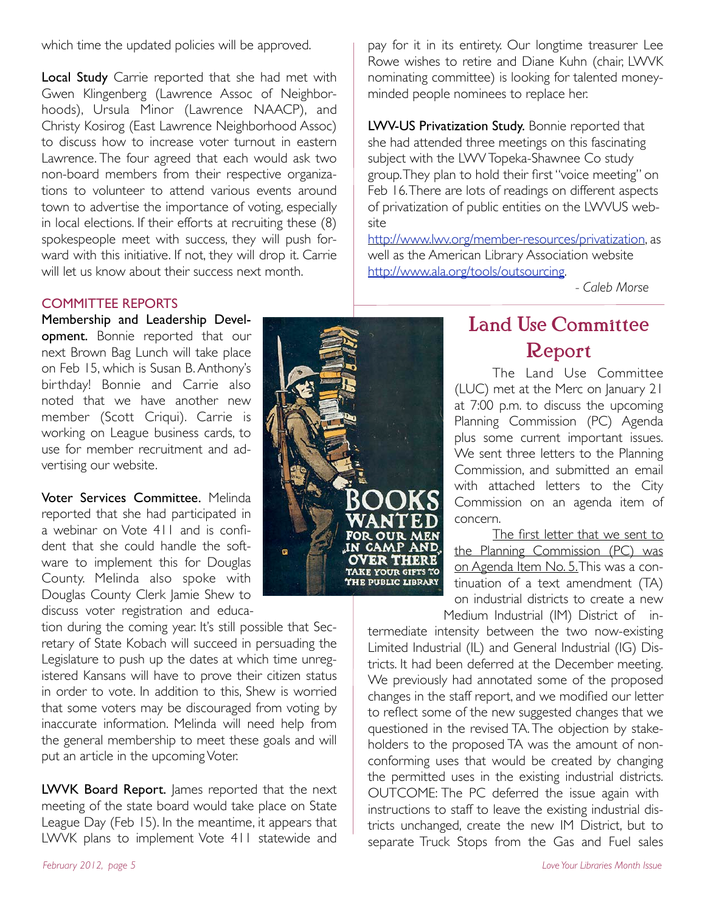which time the updated policies will be approved.

**Local Study** Carrie reported that she had met with Gwen Klingenberg (Lawrence Assoc of Neighborhoods), Ursula Minor (Lawrence NAACP), and Christy Kosirog (East Lawrence Neighborhood Assoc) to discuss how to increase voter turnout in eastern Lawrence. The four agreed that each would ask two non-board members from their respective organizations to volunteer to attend various events around town to advertise the importance of voting, especially in local elections. If their efforts at recruiting these (8) spokespeople meet with success, they will push forward with this initiative. If not, they will drop it. Carrie will let us know about their success next month.

## COMMITTEE REPORTS

**Membership and Leadership Development.** Bonnie reported that our next Brown Bag Lunch will take place on Feb 15, which is Susan B. Anthony's birthday! Bonnie and Carrie also noted that we have another new member (Scott Criqui). Carrie is working on League business cards, to use for member recruitment and advertising our website.

**Voter Services Committee.** Melinda reported that she had participated in a webinar on Vote 411 and is confident that she could handle the software to implement this for Douglas County. Melinda also spoke with Douglas County Clerk Jamie Shew to discuss voter registration and education during the coming year. It's still possible that Secretary of State Kobach will succeed in persuading the Legislature to push up the dates at which time unregistered Kansans will have to prove their citizen status in order to vote. In addition to this, Shew is worried that some voters may be discouraged from voting by inaccurate information. Melinda will need help from the general membership to meet these goals and will put an article in the upcoming Voter.

**LWVK Board Report.** James reported that the next meeting of the state board would take place on State League Day (Feb 15). In the meantime, it appears that LWVK plans to implement Vote 411 statewide and pay for it in its entirety. Our longtime treasurer Lee Rowe wishes to retire and Diane Kuhn (chair, LWVK nominating committee) is looking for talented money-minded people nominees to replace her.

**LWV-US Privatization Study.** Bonnie reported that she had attended three meetings on this fascinating subject with the LWV Topeka-Shawnee Co study group. They plan to hold their first "voice meeting" on Feb 16. There are lots of readings on different aspects of privatization of public entities on the LWVUS website http://www.lwv.org/member-resources/privatization, as well as the American Library Association website http://www.ala.org/tools/outsourcing.

*- Caleb Morse*

BOOKS WANTED FOR OUR MEN "IN CAMP AND "OVER THERE" TAKE YOUR GIFTS TO THE PUBLIC LIBRARY

# Land Use Committee Report

The Land Use Committee (LUC) met at the Merc on January 21 at 7:00 p.m. to discuss the upcoming Planning Commission (PC) Agenda plus some current important issues. We sent three letters to the Planning Commission, and submitted an email with attached letters to the City Commission on an agenda item of concern.

The first letter that we sent to the Planning Commission (PC) was on Agenda Item No. 5. This was a continuation of a text amendment (TA) on industrial districts to create a new Medium Industrial (IM) District of intermediate intensity between the two now-existing Limited Industrial (IL) and General Industrial (IG) Districts. It had been deferred at the December meeting. We previously had annotated some of the proposed changes in the staff report, and we modified our letter to reflect some of the new suggested changes that we questioned in the revised TA. The objection by stakeholders to the proposed TA was the amount of nonconforming uses that would be created by changing the permitted uses in the existing industrial districts. OUTCOME: The PC deferred the issue again with instructions to staff to leave the existing industrial districts unchanged, create the new IM District, but to separate Truck Stops from the Gas and Fuel sales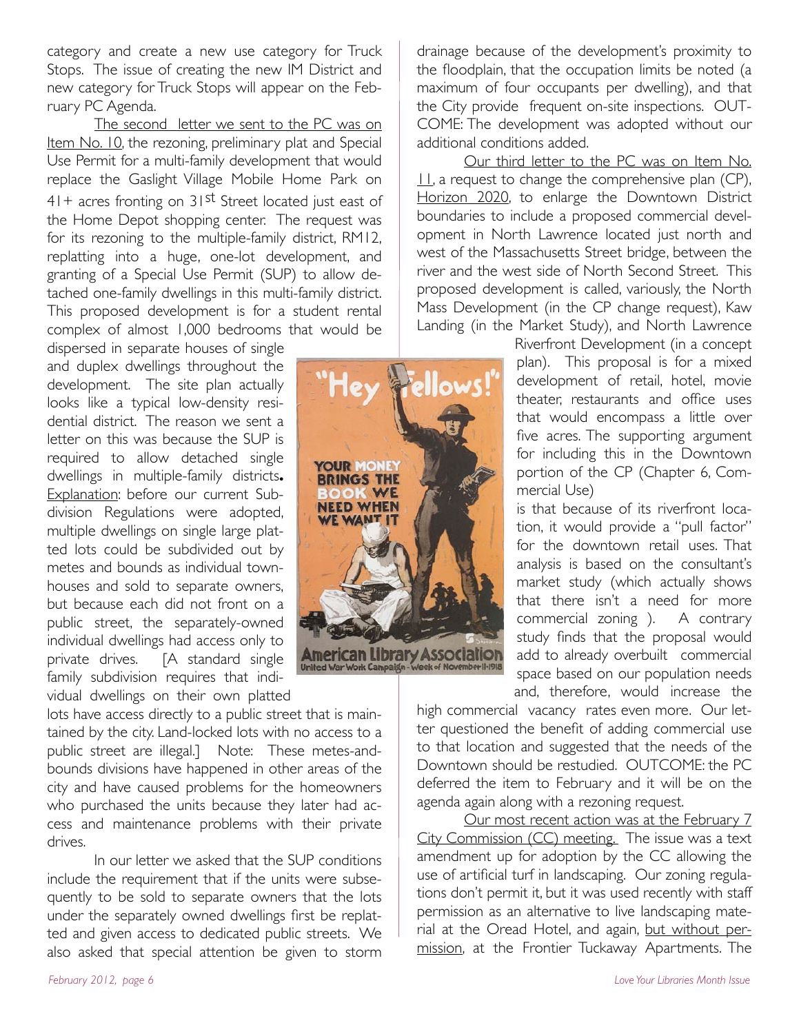category and create a new use category for Truck Stops. The issue of creating the new IM District and new category for Truck Stops will appear on the February PC Agenda.

The second letter we sent to the PC was on Item No. 10, the rezoning, preliminary plat and Special Use Permit for a multi-family development that would replace the Gaslight Village Mobile Home Park on 41+ acres fronting on 31st Street located just east of the Home Depot shopping center. The request was for its rezoning to the multiple-family district, RM12, replatting into a huge, one-lot development, and granting of a Special Use Permit (SUP) to allow detached one-family dwellings in this multi-family district. This proposed development is for a student rental complex of almost 1,000 bedrooms that would be dispersed in separate houses of single and duplex dwellings throughout the development. The site plan actually looks like a typical low-density residential district. The reason we sent a letter on this was because the SUP is required to allow detached single dwellings in multiple-family districts**.** Explanation: before our current Subdivision Regulations were adopted, multiple dwellings on single large platted lots could be subdivided out by metes and bounds as individual townhouses and sold to separate owners, but because each did not front on a public street, the separately-owned individual dwellings had access only to private drives. [A standard single family subdivision requires that individual dwellings on their own platted lots have access directly to a public street that is maintained by the city. Land-locked lots with no access to a public street are illegal.] Note: These metes-and-bounds divisions have happened in other areas of the city and have caused problems for the homeowners who purchased the units because they later had access and maintenance problems with their private drives.

In our letter we asked that the SUP conditions include the requirement that if the units were subsequently to be sold to separate owners that the lots under the separately owned dwellings first be replatted and given access to dedicated public streets. We also asked that special attention be given to storm drainage because of the development's proximity to the floodplain, that the occupation limits be noted (a maximum of four occupants per dwelling), and that the City provide frequent on-site inspections. OUTCOME: The development was adopted without our additional conditions added.

Our third letter to the PC was on Item No. 11, a request to change the comprehensive plan (CP), Horizon 2020, to enlarge the Downtown District boundaries to include a proposed commercial development in North Lawrence located just north and west of the Massachusetts Street bridge, between the river and the west side of North Second Street. This proposed development is called, variously, the North Mass Development (in the CP change request), Kaw Landing (in the Market Study), and North Lawrence Riverfront Development (in a concept plan). This proposal is for a mixed development of retail, hotel, movie theater, restaurants and office uses that would encompass a little over five acres. The supporting argument for including this in the Downtown portion of the CP (Chapter 6, Commercial Use) is that because of its riverfront location, it would provide a "pull factor" for the downtown retail uses. That analysis is based on the consultant's market study (which actually shows that there isn't a need for more commercial zoning ). A contrary study finds that the proposal would add to already overbuilt commercial space based on our population needs and, therefore, would increase the high commercial vacancy rates even more. Our letter questioned the benefit of adding commercial use to that location and suggested that the needs of the Downtown should be restudied. OUTCOME: the PC deferred the item to February and it will be on the agenda again along with a rezoning request.

Our most recent action was at the February 7 City Commission (CC) meeting. The issue was a text amendment up for adoption by the CC allowing the use of artificial turf in landscaping. Our zoning regulations don't permit it, but it was used recently with staff permission as an alternative to live landscaping material at the Oread Hotel, and again, but without permission, at the Frontier Tuckaway Apartments. The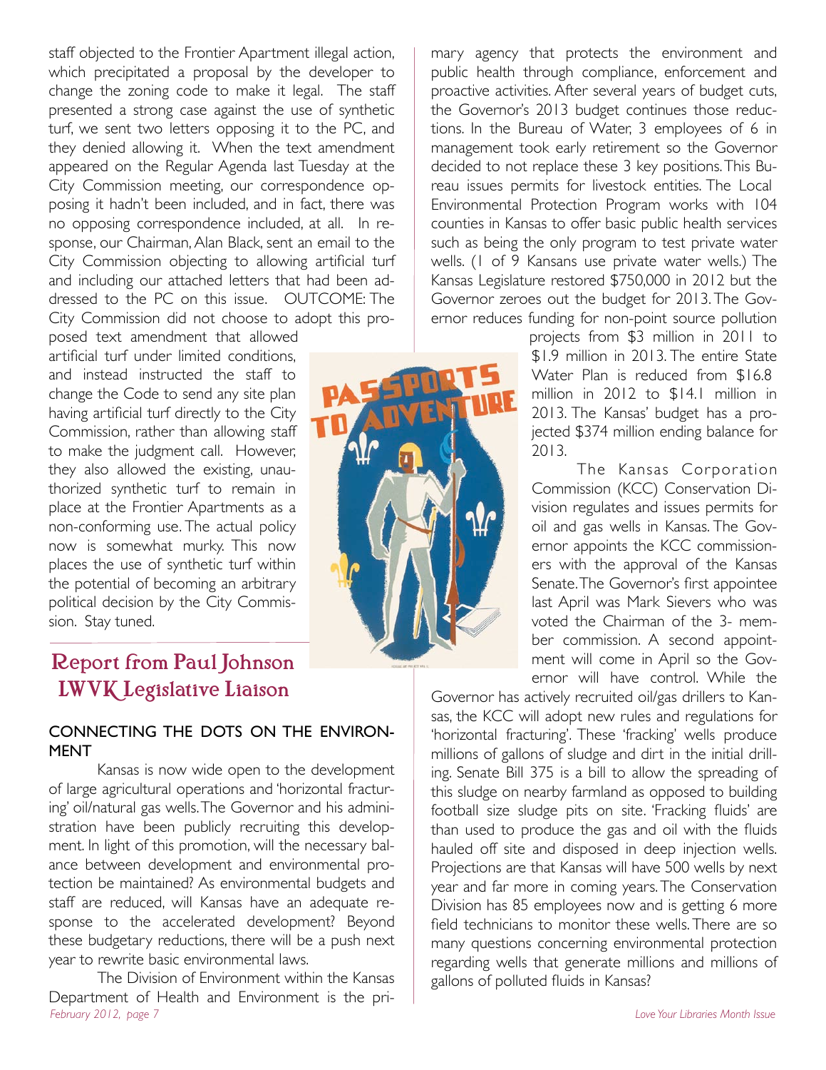staff objected to the Frontier Apartment illegal action, which precipitated a proposal by the developer to change the zoning code to make it legal. The staff presented a strong case against the use of synthetic turf, we sent two letters opposing it to the PC, and they denied allowing it. When the text amendment appeared on the Regular Agenda last Tuesday at the City Commission meeting, our correspondence opposing it hadn't been included, and in fact, there was no opposing correspondence included, at all. In response, our Chairman, Alan Black, sent an email to the City Commission objecting to allowing artificial turf and including our attached letters that had been addressed to the PC on this issue. OUTCOME: The City Commission did not choose to adopt this proposed text amendment that allowed artificial turf under limited conditions, and instead instructed the staff to change the Code to send any site plan having artificial turf directly to the City Commission, rather than allowing staff to make the judgment call. However, they also allowed the existing, unauthorized synthetic turf to remain in place at the Frontier Apartments as a non-conforming use. The actual policy now is somewhat murky. This now places the use of synthetic turf within the potential of becoming an arbitrary political decision by the City Commission. Stay tuned.

## Report from Paul Johnson LWVK Legislative Liaison

### CONNECTING THE DOTS ON THE ENVIRONMENT

Kansas is now wide open to the development of large agricultural operations and 'horizontal fracturing' oil/natural gas wells. The Governor and his administration have been publicly recruiting this development. In light of this promotion, will the necessary balance between development and environmental protection be maintained? As environmental budgets and staff are reduced, will Kansas have an adequate response to the accelerated development? Beyond these budgetary reductions, there will be a push next year to rewrite basic environmental laws.

The Division of Environment within the Kansas Department of Health and Environment is the primary agency that protects the environment and public health through compliance, enforcement and proactive activities. After several years of budget cuts, the Governor's 2013 budget continues those reductions. In the Bureau of Water, 3 employees of 6 in management took early retirement so the Governor decided to not replace these 3 key positions. This Bureau issues permits for livestock entities. The Local Environmental Protection Program works with 104 counties in Kansas to offer basic public health services such as being the only program to test private water wells. (1 of 9 Kansans use private water wells.) The Kansas Legislature restored $750,000 in 2012 but the Governor zeroes out the budget for 2013. The Governor reduces funding for non-point source pollution projects from $3 million in 2011 to $1.9 million in 2013. The entire State Water Plan is reduced from $16.8 million in 2012 to $14.1 million in 2013. The Kansas' budget has a projected $374 million ending balance for 2013.

The Kansas Corporation Commission (KCC) Conservation Division regulates and issues permits for oil and gas wells in Kansas. The Governor appoints the KCC commissioners with the approval of the Kansas Senate. The Governor's first appointee last April was Mark Sievers who was voted the Chairman of the 3- member commission. A second appointment will come in April so the Governor will have control. While the Governor has actively recruited oil/gas drillers to Kansas, the KCC will adopt new rules and regulations for 'horizontal fracturing'. These 'fracking' wells produce millions of gallons of sludge and dirt in the initial drilling. Senate Bill 375 is a bill to allow the spreading of this sludge on nearby farmland as opposed to building football size sludge pits on site. 'Fracking fluids' are than used to produce the gas and oil with the fluids hauled off site and disposed in deep injection wells. Projections are that Kansas will have 500 wells by next year and far more in coming years. The Conservation Division has 85 employees now and is getting 6 more field technicians to monitor these wells. There are so many questions concerning environmental protection regarding wells that generate millions and millions of gallons of polluted fluids in Kansas?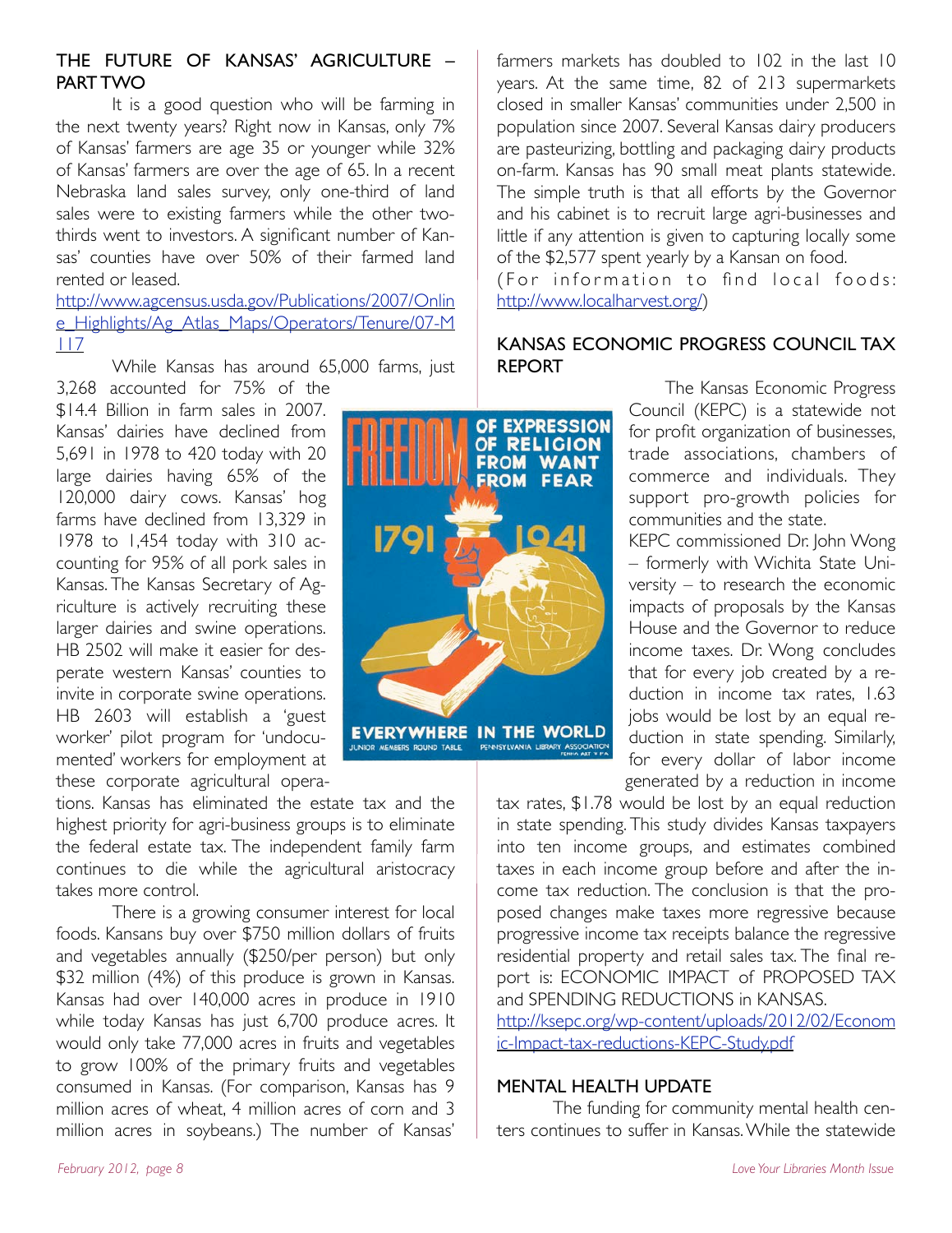## THE FUTURE OF KANSAS' AGRICULTURE – PART TWO

It is a good question who will be farming in the next twenty years? Right now in Kansas, only 7% of Kansas' farmers are age 35 or younger while 32% of Kansas' farmers are over the age of 65. In a recent Nebraska land sales survey, only one-third of land sales were to existing farmers while the other two-thirds went to investors. A significant number of Kansas' counties have over 50% of their farmed land rented or leased.

http://www.agcensus.usda.gov/Publications/2007/Online_Highlights/Ag_Atlas_Maps/Operators/Tenure/07-M117

While Kansas has around 65,000 farms, just 3,268 accounted for 75% of the $14.4 Billion in farm sales in 2007. Kansas' dairies have declined from 5,691 in 1978 to 420 today with 20 large dairies having 65% of the 120,000 dairy cows. Kansas' hog farms have declined from 13,329 in 1978 to 1,454 today with 310 accounting for 95% of all pork sales in Kansas. The Kansas Secretary of Agriculture is actively recruiting these larger dairies and swine operations. HB 2502 will make it easier for desperate western Kansas' counties to invite in corporate swine operations. HB 2603 will establish a 'guest worker' pilot program for 'undocumented' workers for employment at these corporate agricultural operations. Kansas has eliminated the estate tax and the highest priority for agri-business groups is to eliminate the federal estate tax. The independent family farm continues to die while the agricultural aristocracy takes more control.

There is a growing consumer interest for local foods. Kansans buy over $750 million dollars of fruits and vegetables annually ($250/per person) but only $32 million (4%) of this produce is grown in Kansas. Kansas had over 140,000 acres in produce in 1910 while today Kansas has just 6,700 produce acres. It would only take 77,000 acres in fruits and vegetables to grow 100% of the primary fruits and vegetables consumed in Kansas. (For comparison, Kansas has 9 million acres of wheat, 4 million acres of corn and 3 million acres in soybeans.) The number of Kansas' farmers markets has doubled to 102 in the last 10 years. At the same time, 82 of 213 supermarkets closed in smaller Kansas' communities under 2,500 in population since 2007. Several Kansas dairy producers are pasteurizing, bottling and packaging dairy products on-farm. Kansas has 90 small meat plants statewide. The simple truth is that all efforts by the Governor and his cabinet is to recruit large agri-businesses and little if any attention is given to capturing locally some of the $2,577 spent yearly by a Kansan on food.

(For information to find local foods: http://www.localharvest.org/)

## KANSAS ECONOMIC PROGRESS COUNCIL TAX REPORT

The Kansas Economic Progress Council (KEPC) is a statewide not for profit organization of businesses, trade associations, chambers of commerce and individuals. They support pro-growth policies for communities and the state.

KEPC commissioned Dr. John Wong – formerly with Wichita State University – to research the economic impacts of proposals by the Kansas House and the Governor to reduce income taxes. Dr. Wong concludes that for every job created by a reduction in income tax rates, 1.63 jobs would be lost by an equal reduction in state spending. Similarly, for every dollar of labor income generated by a reduction in income tax rates, $1.78 would be lost by an equal reduction in state spending. This study divides Kansas taxpayers into ten income groups, and estimates combined taxes in each income group before and after the income tax reduction. The conclusion is that the proposed changes make taxes more regressive because progressive income tax receipts balance the regressive residential property and retail sales tax. The final report is: ECONOMIC IMPACT of PROPOSED TAX and SPENDING REDUCTIONS in KANSAS.

http://ksepc.org/wp-content/uploads/2012/02/Economic-Impact-tax-reductions-KEPC-Study.pdf

## MENTAL HEALTH UPDATE

The funding for community mental health centers continues to suffer in Kansas. While the statewide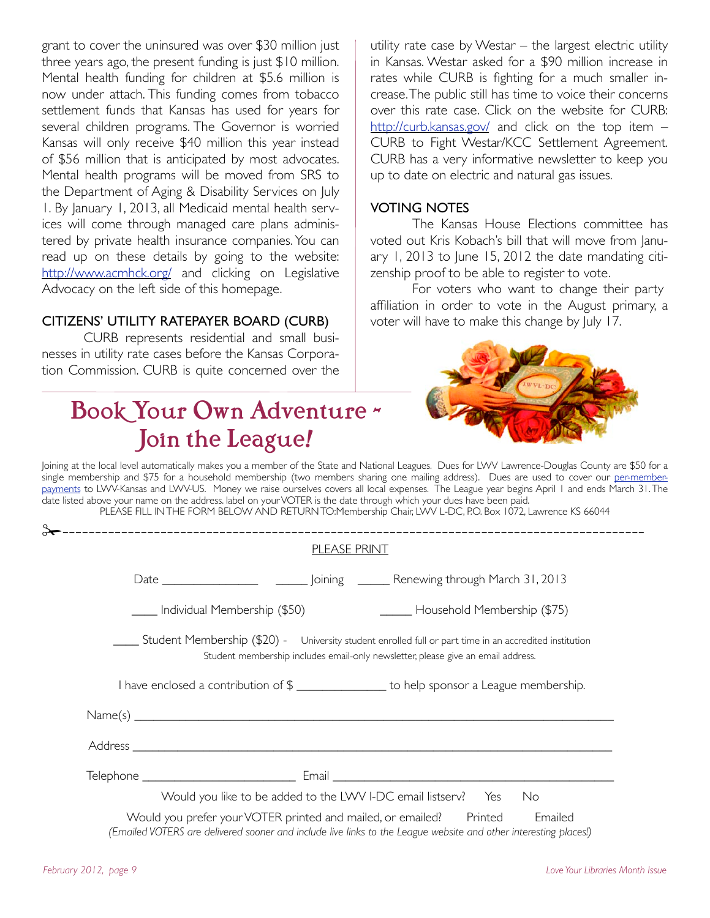grant to cover the uninsured was over $30 million just three years ago, the present funding is just $10 million. Mental health funding for children at $5.6 million is now under attach. This funding comes from tobacco settlement funds that Kansas has used for years for several children programs. The Governor is worried Kansas will only receive $40 million this year instead of $56 million that is anticipated by most advocates. Mental health programs will be moved from SRS to the Department of Aging & Disability Services on July 1. By January 1, 2013, all Medicaid mental health services will come through managed care plans administered by private health insurance companies. You can read up on these details by going to the website: http://www.acmhck.org/ and clicking on Legislative Advocacy on the left side of this homepage.

### CITIZENS' UTILITY RATEPAYER BOARD (CURB)

CURB represents residential and small businesses in utility rate cases before the Kansas Corporation Commission. CURB is quite concerned over the utility rate case by Westar – the largest electric utility in Kansas. Westar asked for a $90 million increase in rates while CURB is fighting for a much smaller increase. The public still has time to voice their concerns over this rate case. Click on the website for CURB: http://curb.kansas.gov/ and click on the top item – CURB to Fight Westar/KCC Settlement Agreement. CURB has a very informative newsletter to keep you up to date on electric and natural gas issues.

### VOTING NOTES

The Kansas House Elections committee has voted out Kris Kobach's bill that will move from January 1, 2013 to June 15, 2012 the date mandating citizenship proof to be able to register to vote.

For voters who want to change their party affiliation in order to vote in the August primary, a voter will have to make this change by July 17.

## Book Your Own Adventure ~ Join the League!

Joining at the local level automatically makes you a member of the State and National Leagues. Dues for LWV Lawrence-Douglas County are $50 for a single membership and $75 for a household membership (two members sharing one mailing address). Dues are used to cover our per-member-payments to LWV-Kansas and LWV-US. Money we raise ourselves covers all local expenses. The League year begins April 1 and ends March 31. The date listed above your name on the address. label on your VOTER is the date through which your dues have been paid.

PLEASE FILL IN THE FORM BELOW AND RETURN TO: Membership Chair, LWV L-DC, P.O. Box 1072, Lawrence KS 66044

---

PLEASE PRINT

Date _______________ _____ Joining _____ Renewing through March 31, 2013

____ Individual Membership ($50) _____ Household Membership ($75)

____ Student Membership ($20) - University student enrolled full or part time in an accredited institution
Student membership includes email-only newsletter, please give an email address.

I have enclosed a contribution of $ _____________ to help sponsor a League membership.

Name(s) ______________________________________________

Address ______________________________________________

Telephone ______________________ Email ______________________

Would you like to be added to the LWV l-DC email listserv? Yes No

Would you prefer your VOTER printed and mailed, or emailed? Printed Emailed

*(Emailed VOTERS are delivered sooner and include live links to the League website and other interesting places!)*